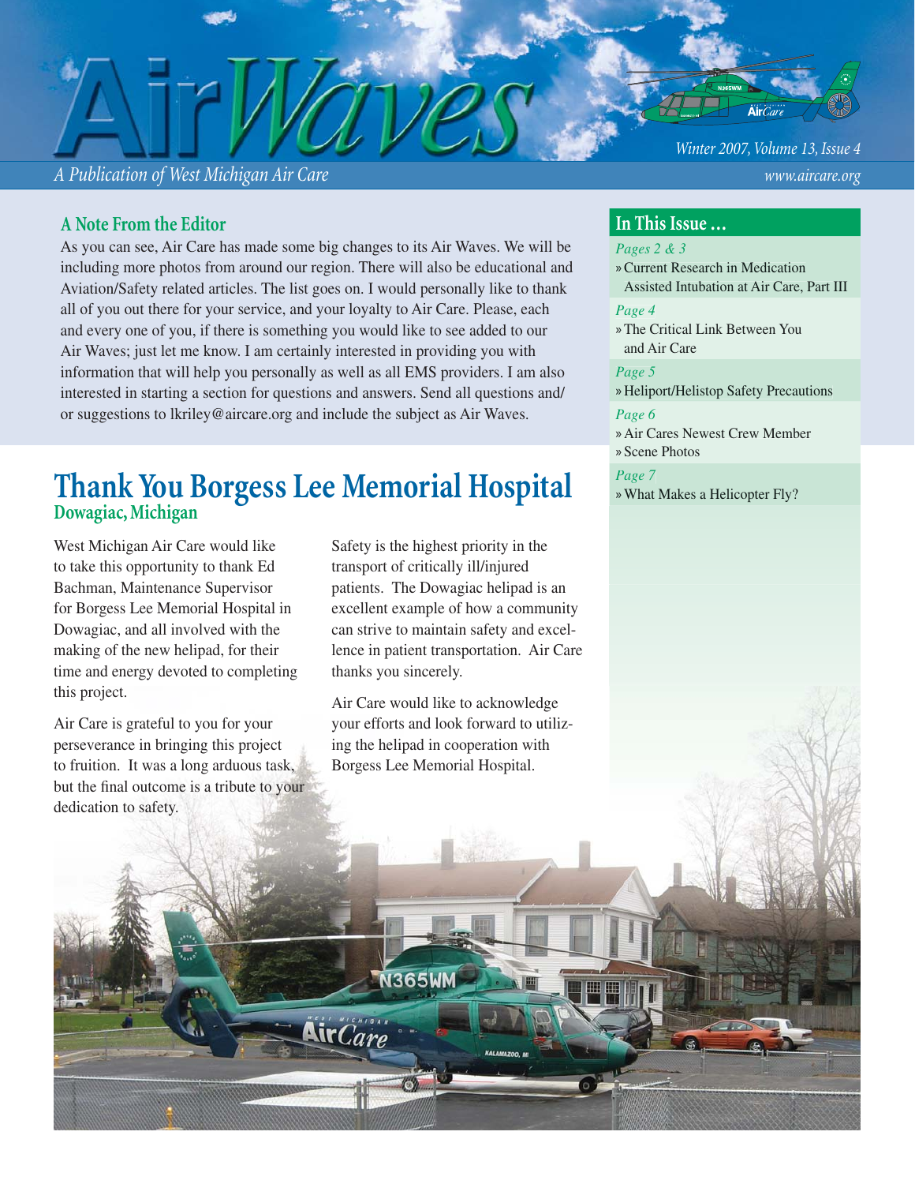# AirWaves

*A Publication of West Michigan Air Care*

*Winter 2007, Volume 13, Issue 4*

*www.aircare.org*

## A Note From the Editor

As you can see, Air Care has made some big changes to its Air Waves. We will be including more photos from around our region. There will also be educational and Aviation/Safety related articles. The list goes on. I would personally like to thank all of you out there for your service, and your loyalty to Air Care. Please, each and every one of you, if there is something you would like to see added to our Air Waves; just let me know. I am certainly interested in providing you with information that will help you personally as well as all EMS providers. I am also interested in starting a section for questions and answers. Send all questions and/or suggestions to lkriley@aircare.org and include the subject as Air Waves.

## In This Issue ...

*Pages 2 & 3*
- Current Research in Medication Assisted Intubation at Air Care, Part III

*Page 4*
- The Critical Link Between You and Air Care

*Page 5*
- Heliport/Helistop Safety Precautions

*Page 6*
- Air Cares Newest Crew Member
- Scene Photos

*Page 7*
- What Makes a Helicopter Fly?

# Thank You Borgess Lee Memorial Hospital

### Dowagiac, Michigan

West Michigan Air Care would like to take this opportunity to thank Ed Bachman, Maintenance Supervisor for Borgess Lee Memorial Hospital in Dowagiac, and all involved with the making of the new helipad, for their time and energy devoted to completing this project.

Air Care is grateful to you for your perseverance in bringing this project to fruition. It was a long arduous task, but the final outcome is a tribute to your dedication to safety.

Safety is the highest priority in the transport of critically ill/injured patients. The Dowagiac helipad is an excellent example of how a community can strive to maintain safety and excellence in patient transportation. Air Care thanks you sincerely.

Air Care would like to acknowledge your efforts and look forward to utilizing the helipad in cooperation with Borgess Lee Memorial Hospital.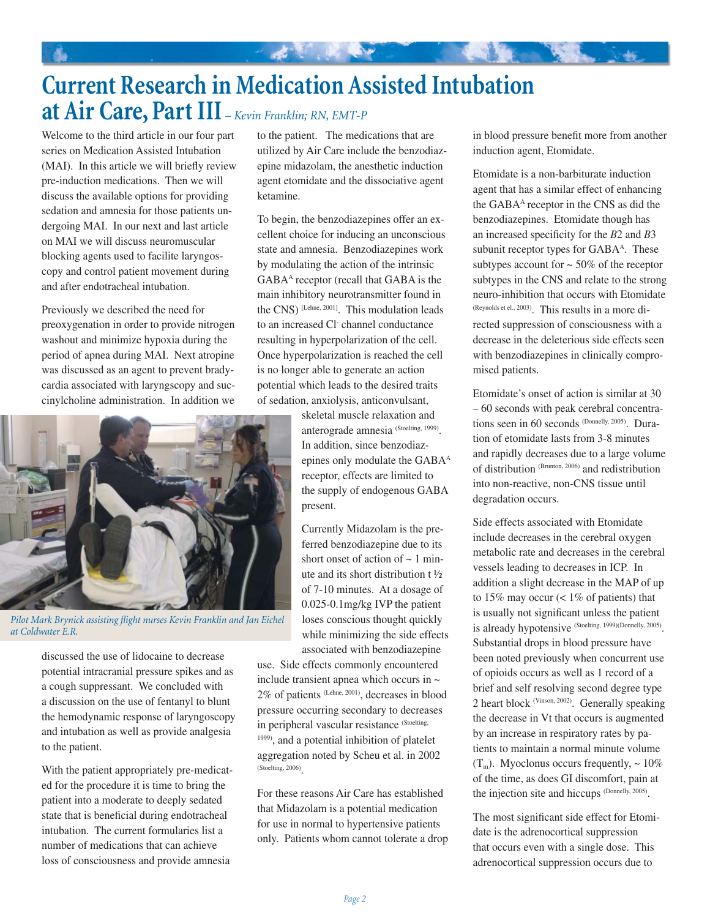# Current Research in Medication Assisted Intubation at Air Care, Part III

*– Kevin Franklin; RN, EMT-P*

Welcome to the third article in our four part series on Medication Assisted Intubation (MAI). In this article we will briefly review pre-induction medications. Then we will discuss the available options for providing sedation and amnesia for those patients undergoing MAI. In our next and last article on MAI we will discuss neuromuscular blocking agents used to facilite laryngoscopy and control patient movement during and after endotracheal intubation.

Previously we described the need for preoxygenation in order to provide nitrogen washout and minimize hypoxia during the period of apnea during MAI. Next atropine was discussed as an agent to prevent bradycardia associated with laryngscopy and succinylcholine administration. In addition we discussed the use of lidocaine to decrease potential intracranial pressure spikes and as a cough suppressant. We concluded with a discussion on the use of fentanyl to blunt the hemodynamic response of laryngoscopy and intubation as well as provide analgesia to the patient.

*Pilot Mark Brynick assisting flight nurses Kevin Franklin and Jan Eichel at Coldwater E.R.*

With the patient appropriately pre-medicated for the procedure it is time to bring the patient into a moderate to deeply sedated state that is beneficial during endotracheal intubation. The current formularies list a number of medications that can achieve loss of consciousness and provide amnesia to the patient. The medications that are utilized by Air Care include the benzodiazepine midazolam, the anesthetic induction agent etomidate and the dissociative agent ketamine.

To begin, the benzodiazepines offer an excellent choice for inducing an unconscious state and amnesia. Benzodiazepines work by modulating the action of the intrinsic $GABA^A$ receptor (recall that GABA is the main inhibitory neurotransmitter found in the CNS) [Lehne, 2001]. This modulation leads to an increased $Cl^-$ channel conductance resulting in hyperpolarization of the cell. Once hyperpolarization is reached the cell is no longer able to generate an action potential which leads to the desired traits of sedation, anxiolysis, anticonvulsant, skeletal muscle relaxation and anterograde amnesia (Stoelting, 1999). In addition, since benzodiazepines only modulate the $GABA^A$ receptor, effects are limited to the supply of endogenous GABA present.

Currently Midazolam is the preferred benzodiazepine due to its short onset of action of ~ 1 minute and its short distribution t ½ of 7-10 minutes. At a dosage of 0.025-0.1mg/kg IVP the patient loses conscious thought quickly while minimizing the side effects associated with benzodiazepine use. Side effects commonly encountered include transient apnea which occurs in ~ 2% of patients (Lehne, 2001), decreases in blood pressure occurring secondary to decreases in peripheral vascular resistance (Stoelting, 1999), and a potential inhibition of platelet aggregation noted by Scheu et al. in 2002 (Stoelting, 2006).

For these reasons Air Care has established that Midazolam is a potential medication for use in normal to hypertensive patients only. Patients whom cannot tolerate a drop in blood pressure benefit more from another induction agent, Etomidate.

Etomidate is a non-barbiturate induction agent that has a similar effect of enhancing the $GABA^A$ receptor in the CNS as did the benzodiazepines. Etomidate though has an increased specificity for the *B*2 and *B*3 subunit receptor types for $GABA^A$. These subtypes account for ~ 50% of the receptor subtypes in the CNS and relate to the strong neuro-inhibition that occurs with Etomidate (Reynolds et el., 2003). This results in a more directed suppression of consciousness with a decrease in the deleterious side effects seen with benzodiazepines in clinically compromised patients.

Etomidate's onset of action is similar at 30 – 60 seconds with peak cerebral concentrations seen in 60 seconds (Donnelly, 2005). Duration of etomidate lasts from 3-8 minutes and rapidly decreases due to a large volume of distribution (Brunton, 2006) and redistribution into non-reactive, non-CNS tissue until degradation occurs.

Side effects associated with Etomidate include decreases in the cerebral oxygen metabolic rate and decreases in the cerebral vessels leading to decreases in ICP. In addition a slight decrease in the MAP of up to 15% may occur (< 1% of patients) that is usually not significant unless the patient is already hypotensive (Stoelting, 1999)(Donnelly, 2005). Substantial drops in blood pressure have been noted previously when concurrent use of opioids occurs as well as 1 record of a brief and self resolving second degree type 2 heart block (Vinson, 2002). Generally speaking the decrease in Vt that occurs is augmented by an increase in respiratory rates by patients to maintain a normal minute volume ($T_m$). Myoclonus occurs frequently, ~ 10% of the time, as does GI discomfort, pain at the injection site and hiccups (Donnelly, 2005).

The most significant side effect for Etomidate is the adrenocortical suppression that occurs even with a single dose. This adrenocortical suppression occurs due to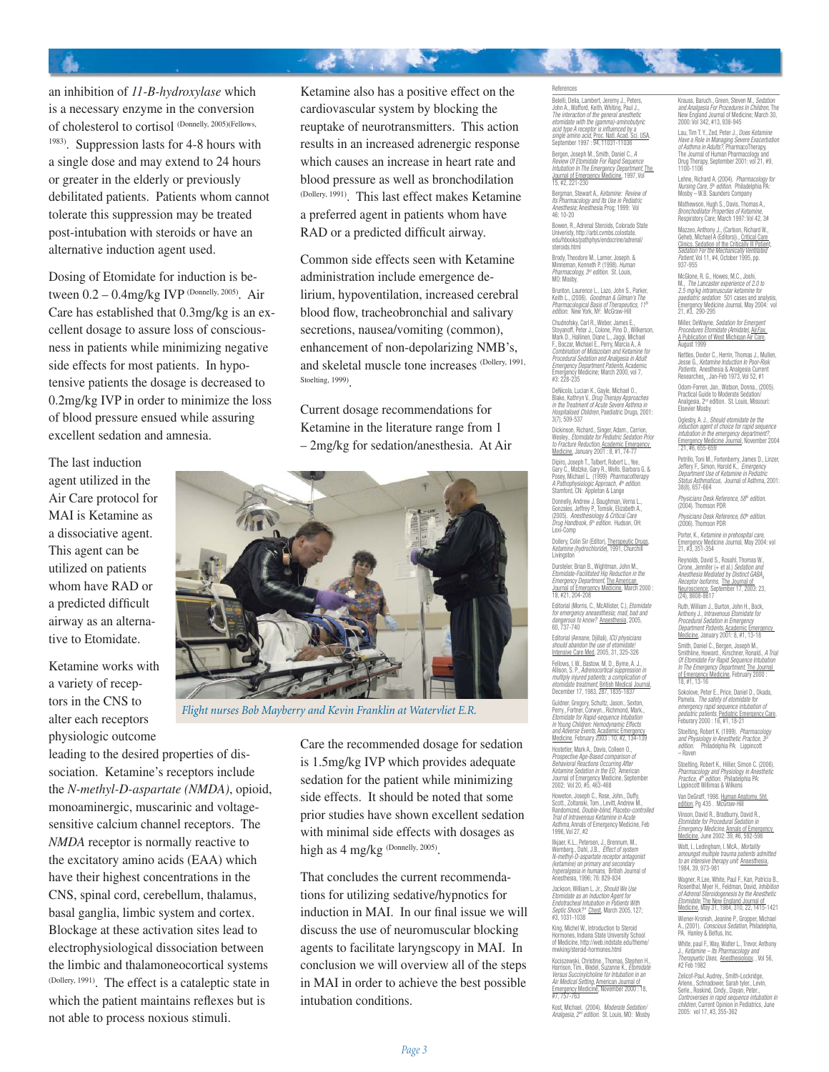an inhibition of *11-B-hydroxylase* which is a necessary enzyme in the conversion of cholesterol to cortisol (Donnelly, 2005)(Fellows, 1983). Suppression lasts for 4-8 hours with a single dose and may extend to 24 hours or greater in the elderly or previously debilitated patients. Patients whom cannot tolerate this suppression may be treated post-intubation with steroids or have an alternative induction agent used.

Dosing of Etomidate for induction is between 0.2 – 0.4mg/kg IVP (Donnelly, 2005). Air Care has established that 0.3mg/kg is an excellent dosage to assure loss of consciousness in patients while minimizing negative side effects for most patients. In hypotensive patients the dosage is decreased to 0.2mg/kg IVP in order to minimize the loss of blood pressure ensued while assuring excellent sedation and amnesia.

The last induction agent utilized in the Air Care protocol for MAI is Ketamine as a dissociative agent. This agent can be utilized on patients whom have RAD or a predicted difficult airway as an alternative to Etomidate.

Ketamine works with a variety of receptors in the CNS to alter each receptors physiologic outcome leading to the desired properties of dissociation. Ketamine's receptors include the *N-methyl-D-aspartate (NMDA)*, opioid, monoaminergic, muscarinic and voltage-sensitive calcium channel receptors. The *NMDA* receptor is normally reactive to the excitatory amino acids (EAA) which have their highest concentrations in the CNS, spinal cord, cerebellum, thalamus, basal ganglia, limbic system and cortex. Blockage at these activation sites lead to electrophysiological dissociation between the limbic and thalamoneocortical systems (Dollery, 1991). The effect is a cataleptic state in which the patient maintains reflexes but is not able to process noxious stimuli.

Ketamine also has a positive effect on the cardiovascular system by blocking the reuptake of neurotransmitters. This action results in an increased adrenergic response which causes an increase in heart rate and blood pressure as well as bronchodilation (Dollery, 1991). This last effect makes Ketamine a preferred agent in patients whom have RAD or a predicted difficult airway.

Common side effects seen with Ketamine administration include emergence delirium, hypoventilation, increased cerebral blood flow, tracheobronchial and salivary secretions, nausea/vomiting (common), enhancement of non-depolarizing NMB's, and skeletal muscle tone increases (Dollery, 1991, Stoelting, 1999).

Current dosage recommendations for Ketamine in the literature range from 1 – 2mg/kg for sedation/anesthesia. At Air Care the recommended dosage for sedation is 1.5mg/kg IVP which provides adequate sedation for the patient while minimizing side effects. It should be noted that some prior studies have shown excellent sedation with minimal side effects with dosages as high as 4 mg/kg (Donnelly, 2005).

*Flight nurses Bob Mayberry and Kevin Franklin at Watervliet E.R.*

That concludes the current recommendations for utilizing sedative/hypnotics for induction in MAI. In our final issue we will discuss the use of neuromuscular blocking agents to facilitate laryngoscopy in MAI. In conclusion we will overview all of the steps in MAI in order to achieve the best possible intubation conditions.

## References

Belelli, Delia, Lambert, Jeremy J., Peters, John A., Wafford, Keith, Whiting, Paul J., *The interaction of the general anesthetic etomidate with the (gamma)-aminobutyric acid type A receptor is influenced by a single amino acid,* Proc. Natl. Acad. Sci. USA, September 1997 : 94, 11031-11036

Bergen, Joseph M., Smith, Daniel C., *A Review Of Etomidate For Rapid Sequence Intubation In The Emergency Department,* The Journal of Emergency Medicine, 1997, Vol 15, #2, 221-230

Bergman, Stewart A., *Ketamine: Review of Its Pharmacology and Its Use in Pediatric Anesthesia;* Anesthesia Prog; 1999: Vol 46: 10-20

Bowen, R., Adrenal Steroids, Colorado State University, http://arbl.cvmbs.colostate.edu/hbooks/pathphys/endocrine/adrenal/steroids.html

Brody, Theodore M., Larner, Joseph. & Minneman, Kenneth P. (1998). *Human Pharmacology, 3rd edition.* St. Louis, MO: Mosby.

Brunton, Laurence L., Lazo, John S., Parker, Keith L., (2006). *Goodman & Gilman's The Pharmacological Basis of Therapeutics, 11th edition.* New York, NY: McGraw-Hill

Chudnofsky, Carl R., Weber, James E., Stoyanoff, Peter J., Colone, Pino D., Wilkerson, Mark D., Hallinen, Diane L., Jaggi, Michael F., Boczar, Michael E., Perry, Marcia A., *A Combination of Midazolam and Ketamine for Procedural Sedation and Analgesia in Adult Emergency Department Patients,* Academic Emergency Medicine; March 2000, vol 7, #3: 228-235

DeNicola, Lucian K., Gayle, Michael O., Blake, Kathryn V., *Drug Therapy Approaches in the Treatment of Acute Severe Asthma in Hospitalised Children,* Paediatric Drugs, 2001: 3(7), 509-537

Dickinson, Richard., Singer, Adam., Carrion, Wesley., *Etomidate for Pediatric Sedation Prior to Fracture Reduction,* Academic Emergency Medicine, January 2001 : 8, #1, 74-77

Dipiro, Joseph T., Talbert, Robert L., Yee, Gary C., Matzke, Gary R., Wells, Barbara G. & Posey, Michael L. (1999) *Pharmacotherapy A Pathophysiologic Approach, 4th edition.* Stamford, CN: Appleton & Lange

Donnelly, Andrew J., Baughman, Verna L., Gonzales, Jeffrey P., Tomsik, Elizabeth A., (2005). *Anesthesiology & Critical Care Drug Handbook, 6th edition.* Hudson, OH: Lexi-Comp

Dollery, Colin Sir (Editor), Therapeutic Drugs, *Ketamine (hydrochloride),* 1991, Churchill Livingston

Dursteler, Brian B., Wightman, John M., *Etomidate-Facilitated Hip Reduction in the Emergency Department,* The American Journal of Emergency Medicine, March 2000 : 18, #21, 204-208

Editorial (Morris, C., McAllister, C.), *Etomidate for emergency anaesthesia; mad, bad and dangerous to know?* Anaesthesia, 2005, 60, 737-740

Editorial (Annane, Djillali), *ICU physicians should abandon the use of etomidate!* Intensive Care Med, 2005, 31, 325-326

Fellows, I. W., Bastow, M. D., Byrne, A. J., Allison, S. P., *Adrenocortical suppression in multiply injured patients; a complication of etomidate treatment,* British Medical Journal, December 17, 1983, 287, 1835-1837

Guldner, Gregory, Schultz, Jason., Sexton, Perry., Fortner, Corwyn., Richmond, Mark., *Etomidate for Rapid-sequence Intubation in Young Children: Hemodynamic Effects and Adverse Events,* Academic Emergency Medicine, February 2003 : 10, #2, 134-139

Hostetler, Mark A., Davis, Colleen O., *Prospective Age-Based comparison of Behavioral Reactions Occurring After Ketamine Sedation in the ED,* American Journal of Emergency Medicine, September 2002: Vol 20, #5, 463-468

Howeton, Joseph C., Rose, John., Duffy, Scott., Zoltanski, Tom., Levitt, Andrew M., Randomized, *Double-blind, Placebo-controlled Trial of Intravenous Ketamine in Acute Asthma,* Annals of Emergency Medicine, Feb 1996, Vol 27, #2

Ilkjaer, K.L., Petersen, J., Brennum, M., Wernberg., Dahl, J.B., *Effect of system N-methyl-D-aspartate receptor antagonist (ketamine) on primary and secondary hyperalgesia in humans,* British Journal of Anesthesia, 1996; 76: 829-834

Jackson, William L. Jr., *Should We Use Etomidate as an Induction Agent for Endotracheal Intubation in Patients With Septic Shock?* Chest, March 2005, 127; #3, 1031-1038

King, Michel W., Introduction to Steroid Hormones, Indiana State University School of Medicine, http://web.indstate.edu/theme/mwking/steroid-hormones.html

Kociszewski, Christine., Thomas, Stephen H., Harrison, Tim., Wedel, Suzanne K., *Etomidate Versus Succinylcholine for Intubation in an Air Medical Setting,* American Journal of Emergency Medicine, November 2000 : 18, #7, 757-763

Kost, Michael. (2004). *Moderate Sedation/Analgesia, 2nd edition.* St. Louis, MO: Mosby

Krauss, Baruch., Green, Steven M., *Sedation and Analgesia For Procedures In Children,* The New England Journal of Medicine; March 30, 2000: Vol 342, #13, 938-945

Lau, Tim T. Y., Zed, Peter J., *Does Ketamine Have a Role in Managing Severe Exacerbation of Asthma in Adults?,* PharmacoTherapy, The Journal of Human Pharmacology and Drug Therapy, September 2001: vol 21, #9, 1100-1106

Lehne, Richard A. (2004). *Pharmacology for Nursing Care, 5th edition.* Philadelphia PA: Mosby – W.B. Saunders Company

Mathewson, Hugh S., Davis, Thomas A., *Bronchodilator Properties of Ketamine,* Respiratory Care; March 1997: Vol 42, 3#

Mazzeo, Anthony J., (Carlson, Richard W., Geheb, Michael A (Editors)).. Critical Care Clinics, Sedation of the Critically Ill Patient, *Sedation For the Mechanically Ventilated Patient,* Vol 11, #4, October 1995, pp. 937-955

McGlone, R. G., Howes, M.C., Joshi, M., *The Lancaster experience of 2.0 to 2.5 mg/kg intramuscular ketamine for paediatric sedation:* 501 cases and analysis, Emergency Medicine Journal, May 2004: vol 21, #3, 290-295

Miller, DeWayne, *Sedation for Emergent Procedures Etomidate (Amidate),* AirFax, A Publication of West Michigan Air Care, August 1999

Nettles, Dexter C., Herrin, Thomas J., Mullen, Jesse G., *Ketamine Induction In Poor-Risk Patients,* Anesthesia & Analgesia Current Researches, , Jan-Feb 1973, Vol 52, #1

Odom-Forren, Jan., Watson, Donna., (2005). Practical Guide to Moderate Sedation/ Analgesia, 2nd edition. St. Louis, Missouri: Elsevier Mosby

Oglesby, A. J., *Should etomidate be the induction agent of choice for rapid sequence intubation in the emergency department?,* Emergency Medicine Journal, November 2004 : 21, #6, 655-659

Petrillo, Toni M., Fortenberry, James D., Linzer, Jeffery F., Simon, Harold K., *Emergency Department Use of Ketamine in Pediatric Status Asthmaticus,* Journal of Asthma, 2001: 38(8), 657-664

*Physicians Desk Reference, 58th edition.* (2004). Thomson PDR

*Physicians Desk Reference, 60th edition.* (2006). Thomson PDR

Porter, K., *Ketamine in prehospital care,* Emergency Medicine Journal, May 2004: vol 21, #3, 351-354

Reynolds, David S., Rosahl, Thomas W., Cirone, Jennifer (+ et al.) *Sedation and Anesthesia Mediated by Distinct $GABA_A$ Receptor Isoforms,* The Journal of Neuroscience, September 17, 2003: 23, (24), 8608-8617

Ruth, William J., Burton, John H., Bock, Anthony J., *Intravenous Etomidate for Procedural Sedation in Emergency Department Patients,* Academic Emergency Medicine, January 2001: 8, #1, 13-18

Smith, Daniel C., Bergen, Joseph M., Smithline, Howard., Kirschner, Ronald., *A Trial Of Etomidate For Rapid Sequence Intubation In The Emergency Department,* The Journal of Emergency Medicine, February 2000 : 18, #1, 13-16

Sokolove, Peter E., Price, Daniel D., Okada, Pamela. *The safety of etomidate for emergency rapid sequence intubation of pediatric patients,* Pediatric Emergency Care, Feburary 2000 : 16, #1, 18-21

Stoelting, Robert K. (1999). *Pharmacology and Physiology in Anesthetic Practice, 3rd edition.* Philadelphia PA: Lippincott – Raven

Stoelting, Robert K., Hillier, Simon C. (2006). *Pharmacology and Physiology in Anesthetic Practice, 4th edition.* Philadelphia PA: Lippincott Willimas & Wilkens

Van DeGraff, 1998, Human Anatomy, 5ht edition, Pg 435 . McGraw-Hill

Vinson, David R., Bradbury, David R., *Etomidate for Procedural Sedation in Emergency Medicine,* Annals of Emergency Medicine, June 2002: 39, #6, 592-598

Watt, I., Ledingham, I. McA., *Mortality amoungst multiple trauma patients admitted to an intensive therapy unit.* Anaesthesia, 1984, 39, 973-981

Wagner, R.Lee, White, Paul F., Kan, Patricia B., Rosenthal, Myer H., Feldman, David, *Inhibition of Adrenal Steroidogenesis by the Anesthetic Etomidate,* The New England Journal of Medicine, May 31, 1984, 310, 22, 1415-1421

Wiener-Kronish, Jeanine P., Gropper, Michael A., (2001). *Conscious Sedation,* Philadelphia, PA. Hanley & Belfus, Inc.

White, paul F., Way, Walter L., Trevor, Anthony J., *Ketamine – Its Pharmacology and Therapeutic Uses,* Anesthesiology , Vol 56, #2 Feb 1982

Zelicof-Paul, Audrey., Smith-Lockridge, Arlene., Schnadower, Sarah tyler., Levin, Serle., Roskind, Cindy., Dayan, Peter., *Controversies in rapid sequence intubation in children,* Current Opinion in Pediatrics, June 2005: vol 17, #3, 355-362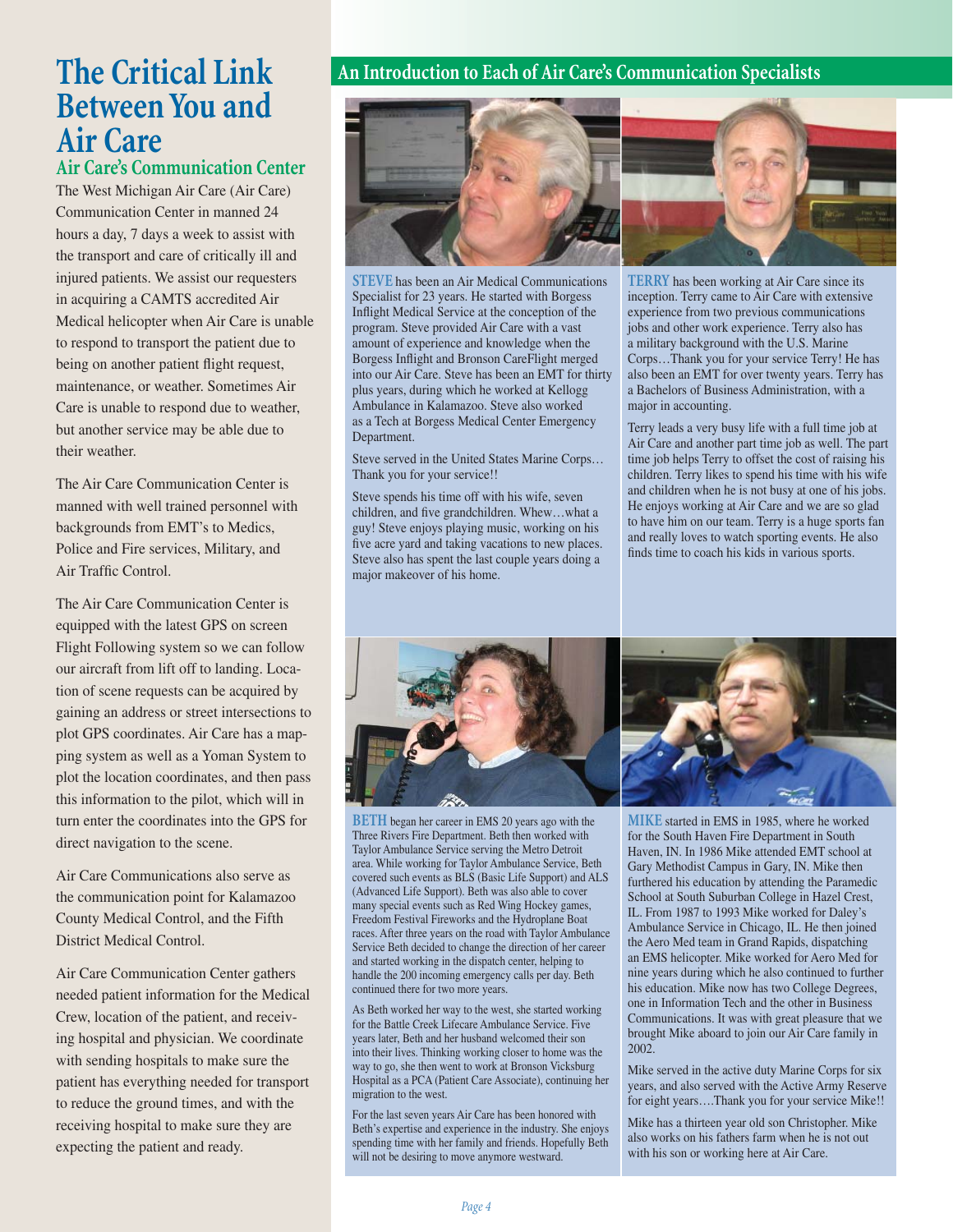# The Critical Link Between You and Air Care

## Air Care's Communication Center

The West Michigan Air Care (Air Care) Communication Center in manned 24 hours a day, 7 days a week to assist with the transport and care of critically ill and injured patients. We assist our requesters in acquiring a CAMTS accredited Air Medical helicopter when Air Care is unable to respond to transport the patient due to being on another patient flight request, maintenance, or weather. Sometimes Air Care is unable to respond due to weather, but another service may be able due to their weather.

The Air Care Communication Center is manned with well trained personnel with backgrounds from EMT's to Medics, Police and Fire services, Military, and Air Traffic Control.

The Air Care Communication Center is equipped with the latest GPS on screen Flight Following system so we can follow our aircraft from lift off to landing. Location of scene requests can be acquired by gaining an address or street intersections to plot GPS coordinates. Air Care has a mapping system as well as a Yoman System to plot the location coordinates, and then pass this information to the pilot, which will in turn enter the coordinates into the GPS for direct navigation to the scene.

Air Care Communications also serve as the communication point for Kalamazoo County Medical Control, and the Fifth District Medical Control.

Air Care Communication Center gathers needed patient information for the Medical Crew, location of the patient, and receiving hospital and physician. We coordinate with sending hospitals to make sure the patient has everything needed for transport to reduce the ground times, and with the receiving hospital to make sure they are expecting the patient and ready.

## An Introduction to Each of Air Care's Communication Specialists

**STEVE** has been an Air Medical Communications Specialist for 23 years. He started with Borgess Inflight Medical Service at the conception of the program. Steve provided Air Care with a vast amount of experience and knowledge when the Borgess Inflight and Bronson CareFlight merged into our Air Care. Steve has been an EMT for thirty plus years, during which he worked at Kellogg Ambulance in Kalamazoo. Steve also worked as a Tech at Borgess Medical Center Emergency Department.

Steve served in the United States Marine Corps… Thank you for your service!!

Steve spends his time off with his wife, seven children, and five grandchildren. Whew…what a guy! Steve enjoys playing music, working on his five acre yard and taking vacations to new places. Steve also has spent the last couple years doing a major makeover of his home.

**TERRY** has been working at Air Care since its inception. Terry came to Air Care with extensive experience from two previous communications jobs and other work experience. Terry also has a military background with the U.S. Marine Corps…Thank you for your service Terry! He has also been an EMT for over twenty years. Terry has a Bachelors of Business Administration, with a major in accounting.

Terry leads a very busy life with a full time job at Air Care and another part time job as well. The part time job helps Terry to offset the cost of raising his children. Terry likes to spend his time with his wife and children when he is not busy at one of his jobs. He enjoys working at Air Care and we are so glad to have him on our team. Terry is a huge sports fan and really loves to watch sporting events. He also finds time to coach his kids in various sports.

**BETH** began her career in EMS 20 years ago with the Three Rivers Fire Department. Beth then worked with Taylor Ambulance Service serving the Metro Detroit area. While working for Taylor Ambulance Service, Beth covered such events as BLS (Basic Life Support) and ALS (Advanced Life Support). Beth was also able to cover many special events such as Red Wing Hockey games, Freedom Festival Fireworks and the Hydroplane Boat races. After three years on the road with Taylor Ambulance Service Beth decided to change the direction of her career and started working in the dispatch center, helping to handle the 200 incoming emergency calls per day. Beth continued there for two more years.

As Beth worked her way to the west, she started working for the Battle Creek Lifecare Ambulance Service. Five years later, Beth and her husband welcomed their son into their lives. Thinking working closer to home was the way to go, she then went to work at Bronson Vicksburg Hospital as a PCA (Patient Care Associate), continuing her migration to the west.

For the last seven years Air Care has been honored with Beth's expertise and experience in the industry. She enjoys spending time with her family and friends. Hopefully Beth will not be desiring to move anymore westward.

**MIKE** started in EMS in 1985, where he worked for the South Haven Fire Department in South Haven, IN. In 1986 Mike attended EMT school at Gary Methodist Campus in Gary, IN. Mike then furthered his education by attending the Paramedic School at South Suburban College in Hazel Crest, IL. From 1987 to 1993 Mike worked for Daley's Ambulance Service in Chicago, IL. He then joined the Aero Med team in Grand Rapids, dispatching an EMS helicopter. Mike worked for Aero Med for nine years during which he also continued to further his education. Mike now has two College Degrees, one in Information Tech and the other in Business Communications. It was with great pleasure that we brought Mike aboard to join our Air Care family in 2002.

Mike served in the active duty Marine Corps for six years, and also served with the Active Army Reserve for eight years….Thank you for your service Mike!!

Mike has a thirteen year old son Christopher. Mike also works on his fathers farm when he is not out with his son or working here at Air Care.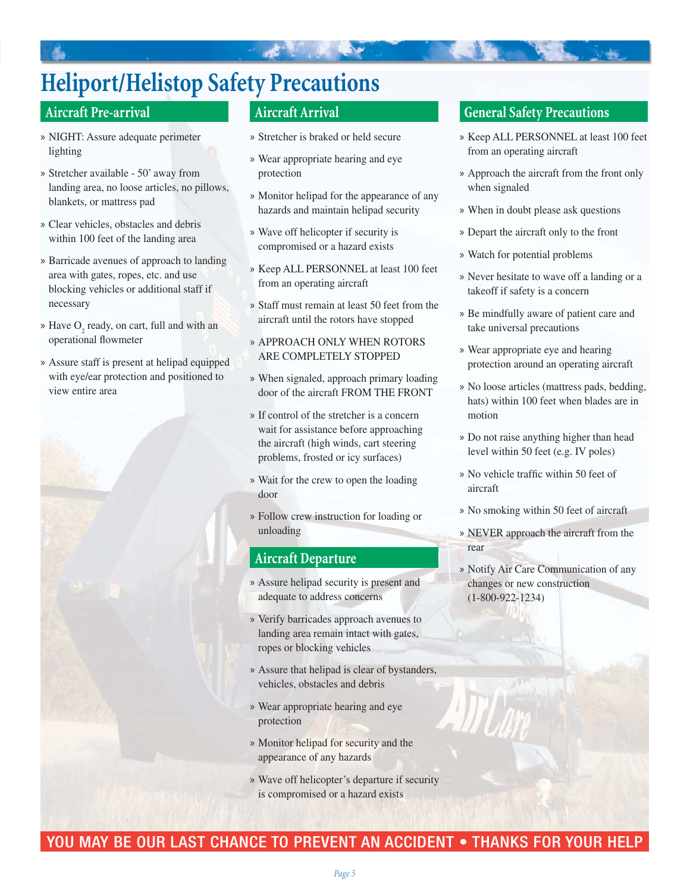# Heliport/Helistop Safety Precautions

## Aircraft Pre-arrival

- NIGHT: Assure adequate perimeter lighting
- Stretcher available - 50' away from landing area, no loose articles, no pillows, blankets, or mattress pad
- Clear vehicles, obstacles and debris within 100 feet of the landing area
- Barricade avenues of approach to landing area with gates, ropes, etc. and use blocking vehicles or additional staff if necessary
- Have $O_2$ ready, on cart, full and with an operational flowmeter
- Assure staff is present at helipad equipped with eye/ear protection and positioned to view entire area

## Aircraft Arrival

- Stretcher is braked or held secure
- Wear appropriate hearing and eye protection
- Monitor helipad for the appearance of any hazards and maintain helipad security
- Wave off helicopter if security is compromised or a hazard exists
- Keep ALL PERSONNEL at least 100 feet from an operating aircraft
- Staff must remain at least 50 feet from the aircraft until the rotors have stopped
- APPROACH ONLY WHEN ROTORS ARE COMPLETELY STOPPED
- When signaled, approach primary loading door of the aircraft FROM THE FRONT
- If control of the stretcher is a concern wait for assistance before approaching the aircraft (high winds, cart steering problems, frosted or icy surfaces)
- Wait for the crew to open the loading door
- Follow crew instruction for loading or unloading

## Aircraft Departure

- Assure helipad security is present and adequate to address concerns
- Verify barricades approach avenues to landing area remain intact with gates, ropes or blocking vehicles
- Assure that helipad is clear of bystanders, vehicles, obstacles and debris
- Wear appropriate hearing and eye protection
- Monitor helipad for security and the appearance of any hazards
- Wave off helicopter's departure if security is compromised or a hazard exists

## General Safety Precautions

- Keep ALL PERSONNEL at least 100 feet from an operating aircraft
- Approach the aircraft from the front only when signaled
- When in doubt please ask questions
- Depart the aircraft only to the front
- Watch for potential problems
- Never hesitate to wave off a landing or a takeoff if safety is a concern
- Be mindfully aware of patient care and take universal precautions
- Wear appropriate eye and hearing protection around an operating aircraft
- No loose articles (mattress pads, bedding, hats) within 100 feet when blades are in motion
- Do not raise anything higher than head level within 50 feet (e.g. IV poles)
- No vehicle traffic within 50 feet of aircraft
- No smoking within 50 feet of aircraft
- NEVER approach the aircraft from the rear
- Notify Air Care Communication of any changes or new construction (1-800-922-1234)

**YOU MAY BE OUR LAST CHANCE TO PREVENT AN ACCIDENT • THANKS FOR YOUR HELP**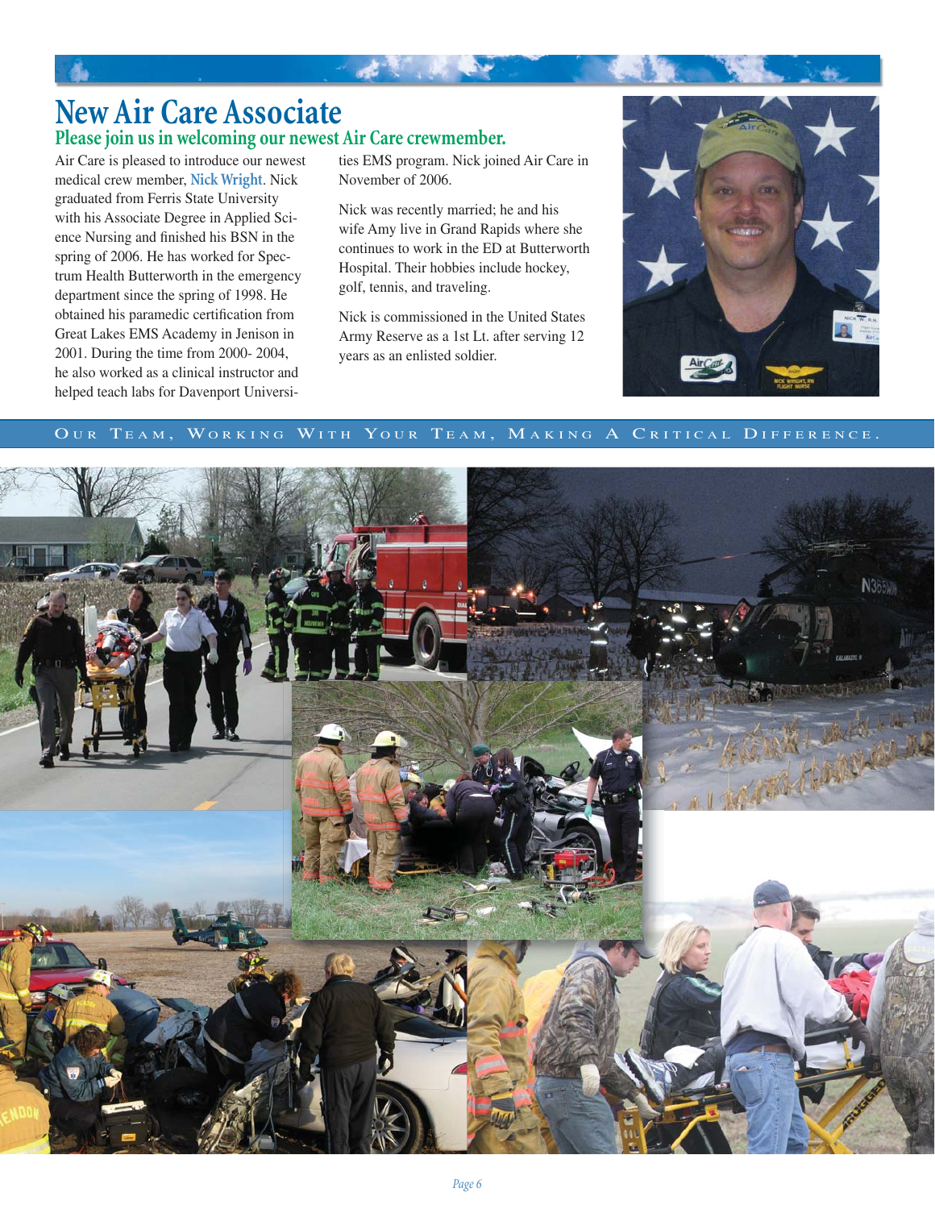# New Air Care Associate

## Please join us in welcoming our newest Air Care crewmember.

Air Care is pleased to introduce our newest medical crew member, **Nick Wright**. Nick graduated from Ferris State University with his Associate Degree in Applied Science Nursing and finished his BSN in the spring of 2006. He has worked for Spectrum Health Butterworth in the emergency department since the spring of 1998. He obtained his paramedic certification from Great Lakes EMS Academy in Jenison in 2001. During the time from 2000- 2004, he also worked as a clinical instructor and helped teach labs for Davenport Universities EMS program. Nick joined Air Care in November of 2006.

Nick was recently married; he and his wife Amy live in Grand Rapids where she continues to work in the ED at Butterworth Hospital. Their hobbies include hockey, golf, tennis, and traveling.

Nick is commissioned in the United States Army Reserve as a 1st Lt. after serving 12 years as an enlisted soldier.

OUR TEAM, WORKING WITH YOUR TEAM, MAKING A CRITICAL DIFFERENCE.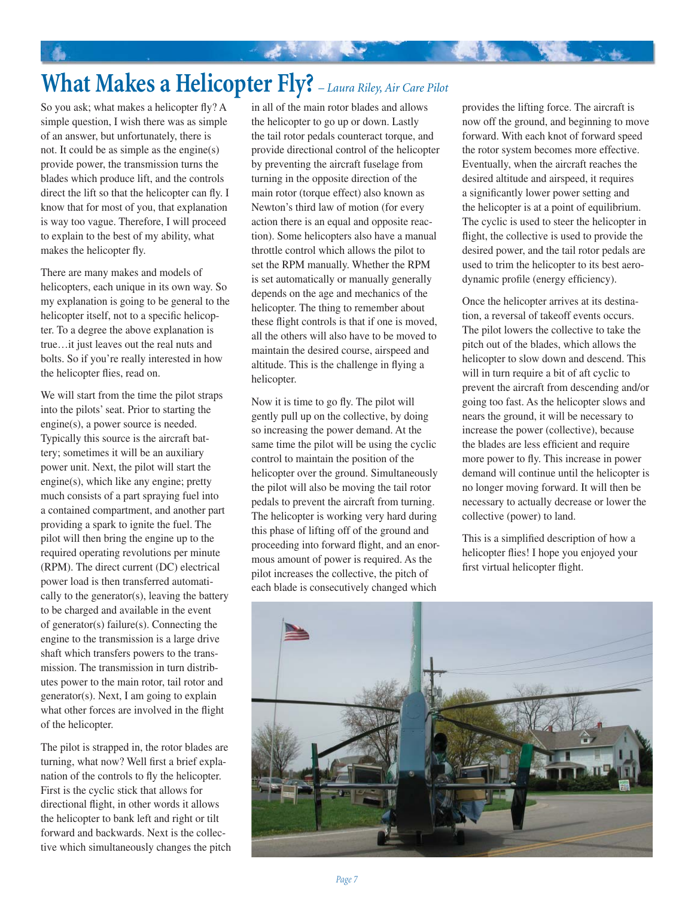# What Makes a Helicopter Fly? *– Laura Riley, Air Care Pilot*

So you ask; what makes a helicopter fly? A simple question, I wish there was as simple of an answer, but unfortunately, there is not. It could be as simple as the engine(s) provide power, the transmission turns the blades which produce lift, and the controls direct the lift so that the helicopter can fly. I know that for most of you, that explanation is way too vague. Therefore, I will proceed to explain to the best of my ability, what makes the helicopter fly.

There are many makes and models of helicopters, each unique in its own way. So my explanation is going to be general to the helicopter itself, not to a specific helicopter. To a degree the above explanation is true…it just leaves out the real nuts and bolts. So if you're really interested in how the helicopter flies, read on.

We will start from the time the pilot straps into the pilots' seat. Prior to starting the engine(s), a power source is needed. Typically this source is the aircraft battery; sometimes it will be an auxiliary power unit. Next, the pilot will start the engine(s), which like any engine; pretty much consists of a part spraying fuel into a contained compartment, and another part providing a spark to ignite the fuel. The pilot will then bring the engine up to the required operating revolutions per minute (RPM). The direct current (DC) electrical power load is then transferred automatically to the generator(s), leaving the battery to be charged and available in the event of generator(s) failure(s). Connecting the engine to the transmission is a large drive shaft which transfers powers to the transmission. The transmission in turn distributes power to the main rotor, tail rotor and generator(s). Next, I am going to explain what other forces are involved in the flight of the helicopter.

The pilot is strapped in, the rotor blades are turning, what now? Well first a brief explanation of the controls to fly the helicopter. First is the cyclic stick that allows for directional flight, in other words it allows the helicopter to bank left and right or tilt forward and backwards. Next is the collective which simultaneously changes the pitch in all of the main rotor blades and allows the helicopter to go up or down. Lastly the tail rotor pedals counteract torque, and provide directional control of the helicopter by preventing the aircraft fuselage from turning in the opposite direction of the main rotor (torque effect) also known as Newton's third law of motion (for every action there is an equal and opposite reaction). Some helicopters also have a manual throttle control which allows the pilot to set the RPM manually. Whether the RPM is set automatically or manually generally depends on the age and mechanics of the helicopter. The thing to remember about these flight controls is that if one is moved, all the others will also have to be moved to maintain the desired course, airspeed and altitude. This is the challenge in flying a helicopter.

Now it is time to go fly. The pilot will gently pull up on the collective, by doing so increasing the power demand. At the same time the pilot will be using the cyclic control to maintain the position of the helicopter over the ground. Simultaneously the pilot will also be moving the tail rotor pedals to prevent the aircraft from turning. The helicopter is working very hard during this phase of lifting off of the ground and proceeding into forward flight, and an enormous amount of power is required. As the pilot increases the collective, the pitch of each blade is consecutively changed which provides the lifting force. The aircraft is now off the ground, and beginning to move forward. With each knot of forward speed the rotor system becomes more effective. Eventually, when the aircraft reaches the desired altitude and airspeed, it requires a significantly lower power setting and the helicopter is at a point of equilibrium. The cyclic is used to steer the helicopter in flight, the collective is used to provide the desired power, and the tail rotor pedals are used to trim the helicopter to its best aerodynamic profile (energy efficiency).

Once the helicopter arrives at its destination, a reversal of takeoff events occurs. The pilot lowers the collective to take the pitch out of the blades, which allows the helicopter to slow down and descend. This will in turn require a bit of aft cyclic to prevent the aircraft from descending and/or going too fast. As the helicopter slows and nears the ground, it will be necessary to increase the power (collective), because the blades are less efficient and require more power to fly. This increase in power demand will continue until the helicopter is no longer moving forward. It will then be necessary to actually decrease or lower the collective (power) to land.

This is a simplified description of how a helicopter flies! I hope you enjoyed your first virtual helicopter flight.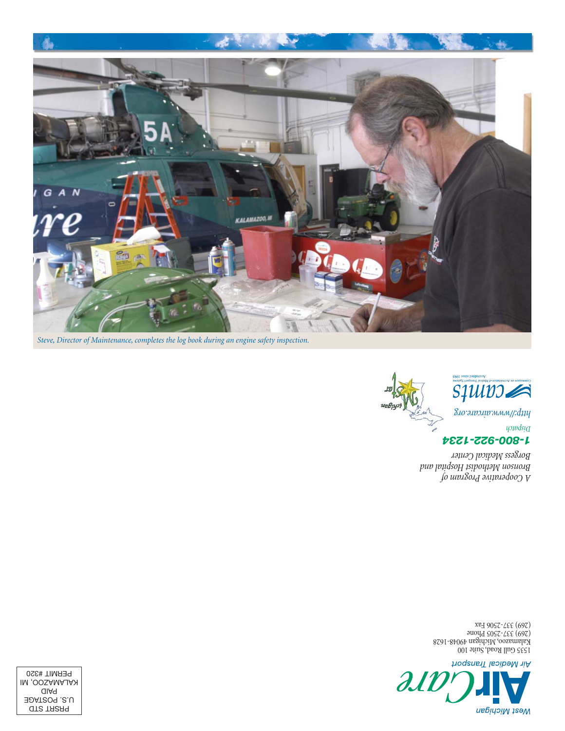Steve, Director of Maintenance, completes the log book during an engine safety inspection.

A Cooperative Program of
Bronson Methodist Hospital and
Borgess Medical Center

**1-800-922-1234**

*Dispatch*

*http://www.aircare.org*

camts

Commission on Accreditation of Medical Transport Systems

Accredited since 1995

West Michigan

**Air***Care*

*Air Medical Transport*

1535 Gull Road, Suite 100
Kalamazoo, Michigan 49048-1628
(269) 337-2505 Phone
(269) 337-2506 Fax

PRSRT STD
U.S. POSTAGE
PAID
KALAMAZOO, MI
PERMIT #320